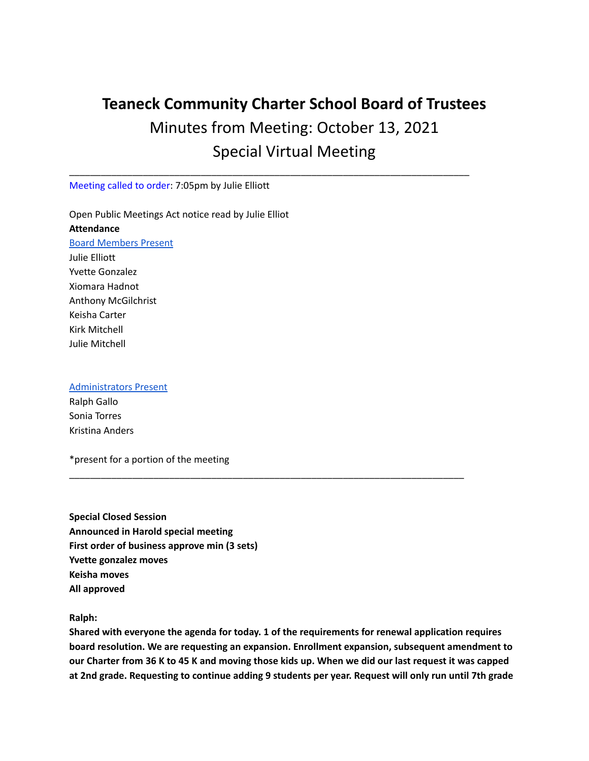# Teaneck Community Charter School Board of Trustees

## Minutes from Meeting: October 13, 2021

## Special Virtual Meeting

---

Meeting called to order: 7:05pm by Julie Elliott

Open Public Meetings Act notice read by Julie Elliot

**Attendance**

Board Members Present

Julie Elliott
Yvette Gonzalez
Xiomara Hadnot
Anthony McGilchrist
Keisha Carter
Kirk Mitchell
Julie Mitchell

Administrators Present

Ralph Gallo
Sonia Torres
Kristina Anders

*present for a portion of the meeting

---

**Special Closed Session**
**Announced in Harold special meeting**
**First order of business approve min (3 sets)**
**Yvette gonzalez moves**
**Keisha moves**
**All approved**

**Ralph:**
**Shared with everyone the agenda for today. 1 of the requirements for renewal application requires board resolution. We are requesting an expansion. Enrollment expansion, subsequent amendment to our Charter from 36 K to 45 K and moving those kids up. When we did our last request it was capped at 2nd grade. Requesting to continue adding 9 students per year. Request will only run until 7th grade**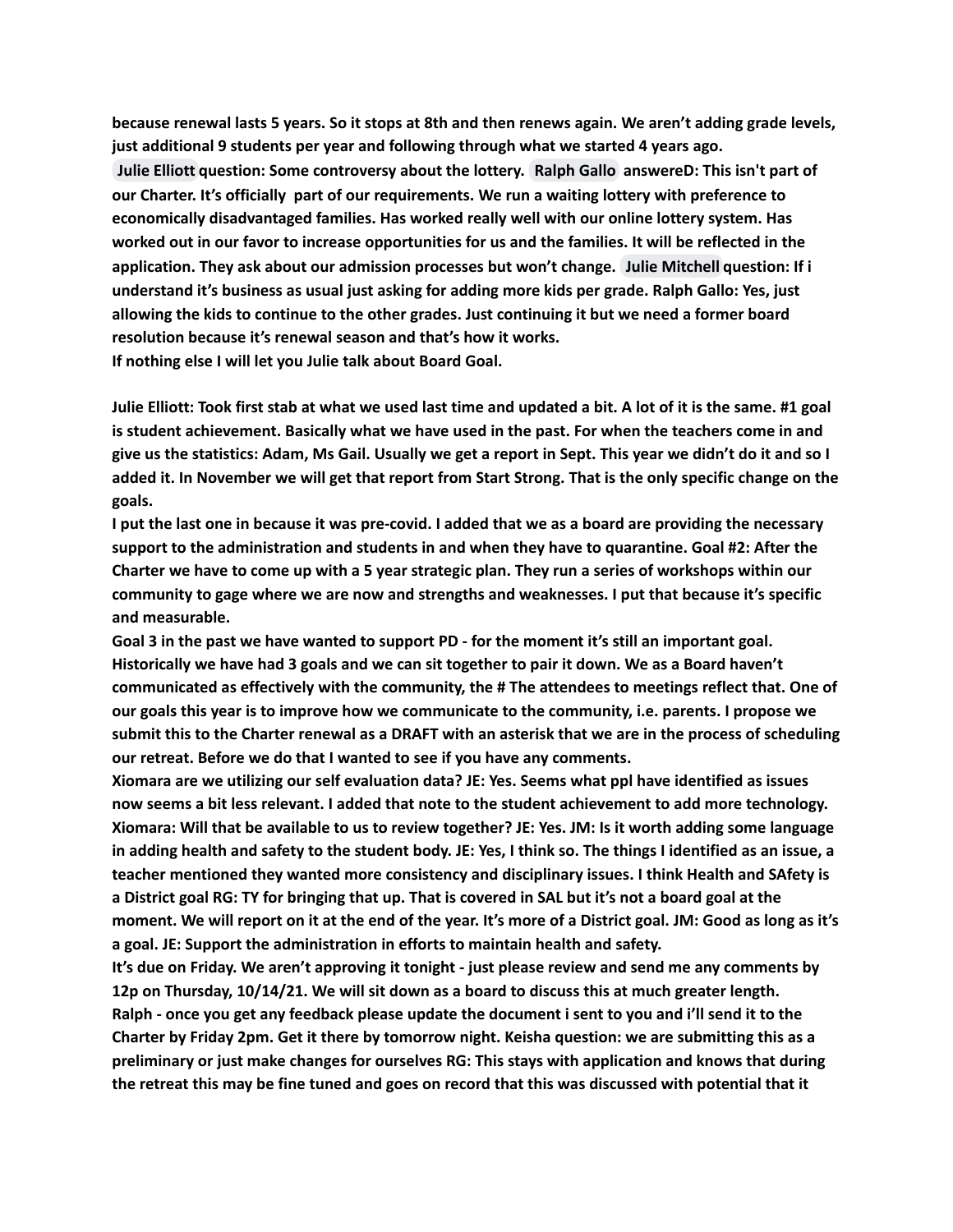**because renewal lasts 5 years. So it stops at 8th and then renews again. We aren't adding grade levels, just additional 9 students per year and following through what we started 4 years ago.**
**Julie Elliott question: Some controversy about the lottery. Ralph Gallo answereD: This isn't part of our Charter. It's officially part of our requirements. We run a waiting lottery with preference to economically disadvantaged families. Has worked really well with our online lottery system. Has worked out in our favor to increase opportunities for us and the families. It will be reflected in the application. They ask about our admission processes but won't change. Julie Mitchell question: If i understand it's business as usual just asking for adding more kids per grade. Ralph Gallo: Yes, just allowing the kids to continue to the other grades. Just continuing it but we need a former board resolution because it's renewal season and that's how it works.**
**If nothing else I will let you Julie talk about Board Goal.**

**Julie Elliott: Took first stab at what we used last time and updated a bit. A lot of it is the same. #1 goal is student achievement. Basically what we have used in the past. For when the teachers come in and give us the statistics: Adam, Ms Gail. Usually we get a report in Sept. This year we didn't do it and so I added it. In November we will get that report from Start Strong. That is the only specific change on the goals.**
**I put the last one in because it was pre-covid. I added that we as a board are providing the necessary support to the administration and students in and when they have to quarantine. Goal #2: After the Charter we have to come up with a 5 year strategic plan. They run a series of workshops within our community to gage where we are now and strengths and weaknesses. I put that because it's specific and measurable.**
**Goal 3 in the past we have wanted to support PD - for the moment it's still an important goal. Historically we have had 3 goals and we can sit together to pair it down. We as a Board haven't communicated as effectively with the community, the # The attendees to meetings reflect that. One of our goals this year is to improve how we communicate to the community, i.e. parents. I propose we submit this to the Charter renewal as a DRAFT with an asterisk that we are in the process of scheduling our retreat. Before we do that I wanted to see if you have any comments.**
**Xiomara are we utilizing our self evaluation data? JE: Yes. Seems what ppl have identified as issues now seems a bit less relevant. I added that note to the student achievement to add more technology. Xiomara: Will that be available to us to review together? JE: Yes. JM: Is it worth adding some language in adding health and safety to the student body. JE: Yes, I think so. The things I identified as an issue, a teacher mentioned they wanted more consistency and disciplinary issues. I think Health and SAfety is a District goal RG: TY for bringing that up. That is covered in SAL but it's not a board goal at the moment. We will report on it at the end of the year. It's more of a District goal. JM: Good as long as it's a goal. JE: Support the administration in efforts to maintain health and safety.**
**It's due on Friday. We aren't approving it tonight - just please review and send me any comments by 12p on Thursday, 10/14/21. We will sit down as a board to discuss this at much greater length. Ralph - once you get any feedback please update the document i sent to you and i'll send it to the Charter by Friday 2pm. Get it there by tomorrow night. Keisha question: we are submitting this as a preliminary or just make changes for ourselves RG: This stays with application and knows that during the retreat this may be fine tuned and goes on record that this was discussed with potential that it**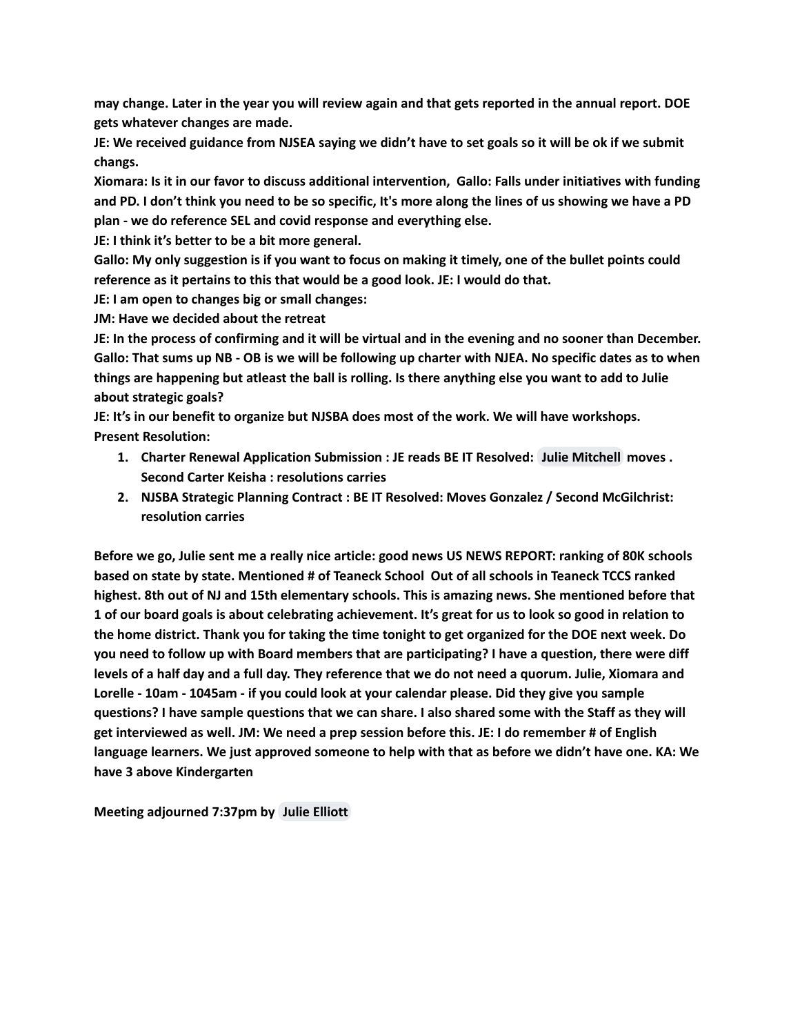**may change. Later in the year you will review again and that gets reported in the annual report. DOE gets whatever changes are made.**

**JE: We received guidance from NJSEA saying we didn't have to set goals so it will be ok if we submit changs.**

**Xiomara: Is it in our favor to discuss additional intervention, Gallo: Falls under initiatives with funding and PD. I don't think you need to be so specific, It's more along the lines of us showing we have a PD plan - we do reference SEL and covid response and everything else.**

**JE: I think it's better to be a bit more general.**

**Gallo: My only suggestion is if you want to focus on making it timely, one of the bullet points could reference as it pertains to this that would be a good look. JE: I would do that.**

**JE: I am open to changes big or small changes:**

**JM: Have we decided about the retreat**

**JE: In the process of confirming and it will be virtual and in the evening and no sooner than December.**

**Gallo: That sums up NB - OB is we will be following up charter with NJEA. No specific dates as to when things are happening but atleast the ball is rolling. Is there anything else you want to add to Julie about strategic goals?**

**JE: It's in our benefit to organize but NJSBA does most of the work. We will have workshops.**

**Present Resolution:**

1. **Charter Renewal Application Submission : JE reads BE IT Resolved: Julie Mitchell moves . Second Carter Keisha : resolutions carries**
2. **NJSBA Strategic Planning Contract : BE IT Resolved: Moves Gonzalez / Second McGilchrist: resolution carries**

**Before we go, Julie sent me a really nice article: good news US NEWS REPORT: ranking of 80K schools based on state by state. Mentioned # of Teaneck School Out of all schools in Teaneck TCCS ranked highest. 8th out of NJ and 15th elementary schools. This is amazing news. She mentioned before that 1 of our board goals is about celebrating achievement. It's great for us to look so good in relation to the home district. Thank you for taking the time tonight to get organized for the DOE next week. Do you need to follow up with Board members that are participating? I have a question, there were diff levels of a half day and a full day. They reference that we do not need a quorum. Julie, Xiomara and Lorelle - 10am - 1045am - if you could look at your calendar please. Did they give you sample questions? I have sample questions that we can share. I also shared some with the Staff as they will get interviewed as well. JM: We need a prep session before this. JE: I do remember # of English language learners. We just approved someone to help with that as before we didn't have one. KA: We have 3 above Kindergarten**

**Meeting adjourned 7:37pm by Julie Elliott**